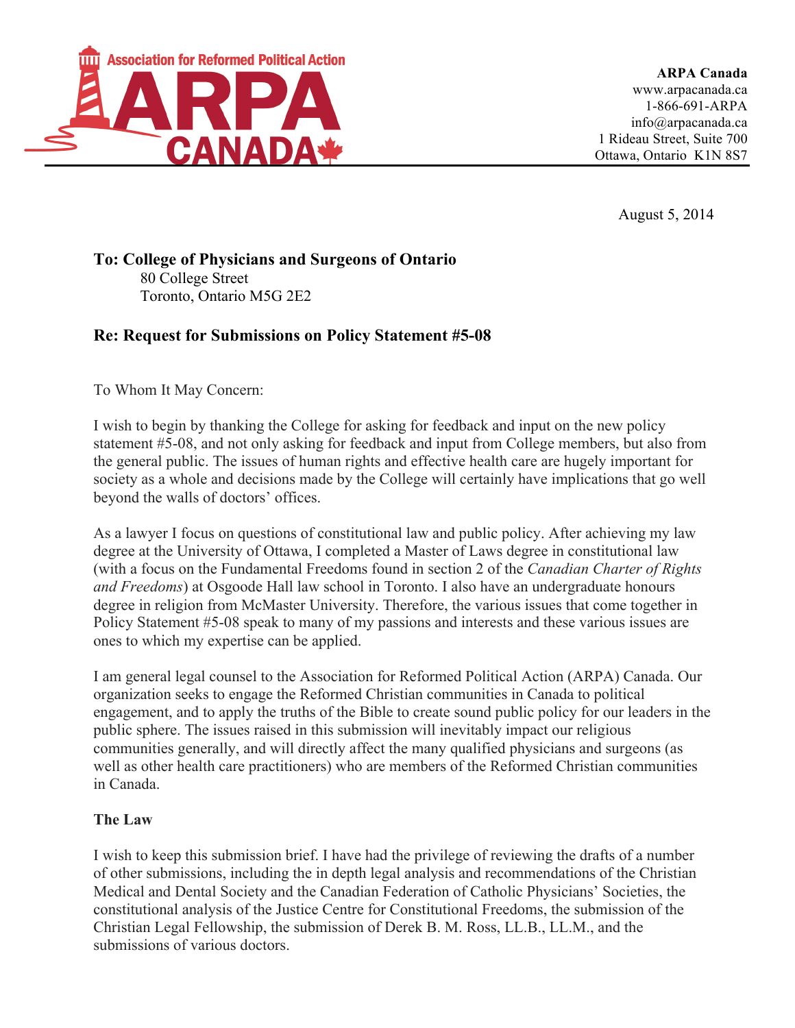Association for Reformed Political Action

# ARPA CANADA

**ARPA Canada**
www.arpacanada.ca
1-866-691-ARPA
info@arpacanada.ca
1 Rideau Street, Suite 700
Ottawa, Ontario K1N 8S7

August 5, 2014

**To: College of Physicians and Surgeons of Ontario**
80 College Street
Toronto, Ontario M5G 2E2

### Re: Request for Submissions on Policy Statement #5-08

To Whom It May Concern:

I wish to begin by thanking the College for asking for feedback and input on the new policy statement #5-08, and not only asking for feedback and input from College members, but also from the general public. The issues of human rights and effective health care are hugely important for society as a whole and decisions made by the College will certainly have implications that go well beyond the walls of doctors' offices.

As a lawyer I focus on questions of constitutional law and public policy. After achieving my law degree at the University of Ottawa, I completed a Master of Laws degree in constitutional law (with a focus on the Fundamental Freedoms found in section 2 of the *Canadian Charter of Rights and Freedoms*) at Osgoode Hall law school in Toronto. I also have an undergraduate honours degree in religion from McMaster University. Therefore, the various issues that come together in Policy Statement #5-08 speak to many of my passions and interests and these various issues are ones to which my expertise can be applied.

I am general legal counsel to the Association for Reformed Political Action (ARPA) Canada. Our organization seeks to engage the Reformed Christian communities in Canada to political engagement, and to apply the truths of the Bible to create sound public policy for our leaders in the public sphere. The issues raised in this submission will inevitably impact our religious communities generally, and will directly affect the many qualified physicians and surgeons (as well as other health care practitioners) who are members of the Reformed Christian communities in Canada.

### The Law

I wish to keep this submission brief. I have had the privilege of reviewing the drafts of a number of other submissions, including the in depth legal analysis and recommendations of the Christian Medical and Dental Society and the Canadian Federation of Catholic Physicians' Societies, the constitutional analysis of the Justice Centre for Constitutional Freedoms, the submission of the Christian Legal Fellowship, the submission of Derek B. M. Ross, LL.B., LL.M., and the submissions of various doctors.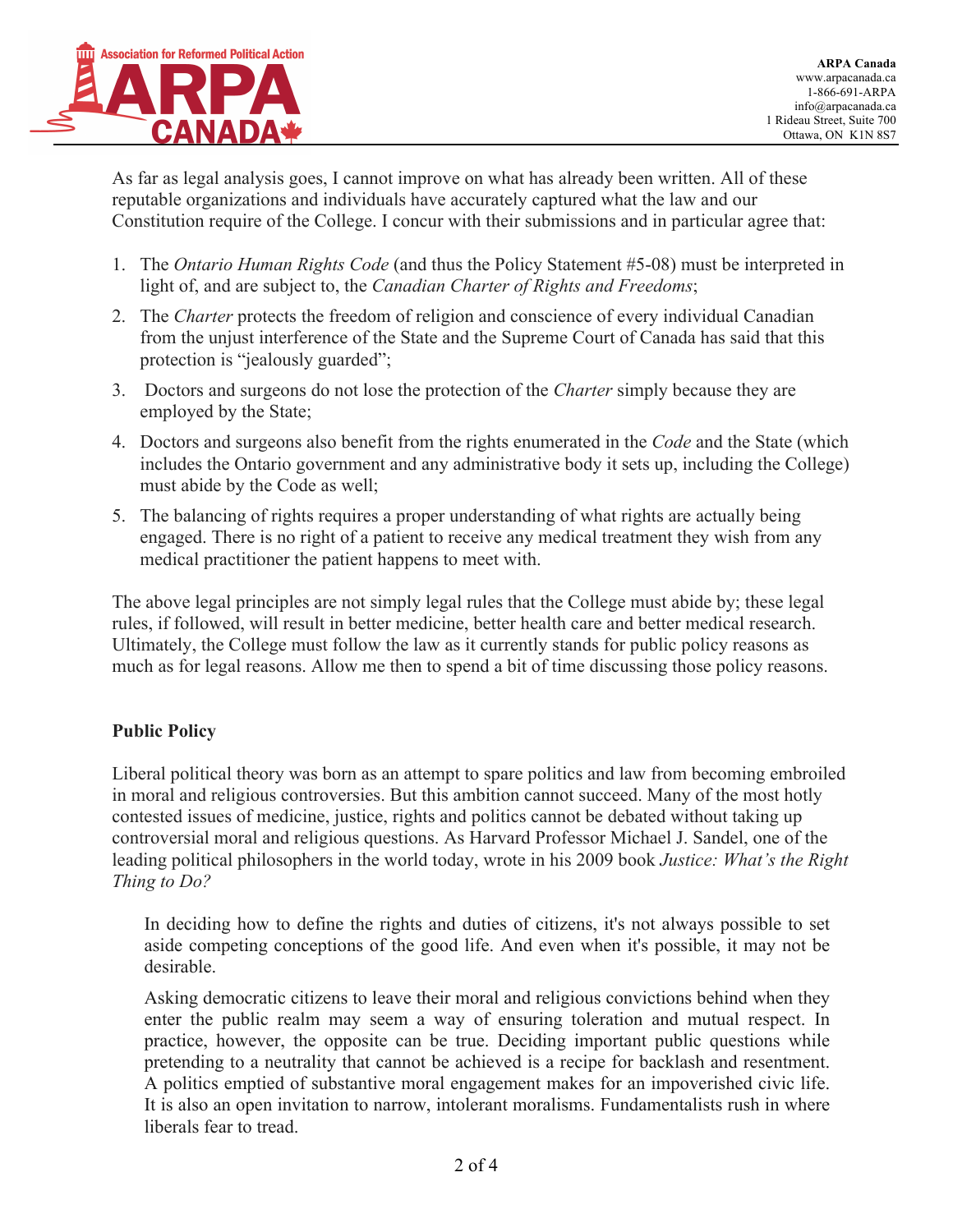As far as legal analysis goes, I cannot improve on what has already been written. All of these reputable organizations and individuals have accurately captured what the law and our Constitution require of the College. I concur with their submissions and in particular agree that:

1. The *Ontario Human Rights Code* (and thus the Policy Statement #5-08) must be interpreted in light of, and are subject to, the *Canadian Charter of Rights and Freedoms*;
2. The *Charter* protects the freedom of religion and conscience of every individual Canadian from the unjust interference of the State and the Supreme Court of Canada has said that this protection is "jealously guarded";
3. Doctors and surgeons do not lose the protection of the *Charter* simply because they are employed by the State;
4. Doctors and surgeons also benefit from the rights enumerated in the *Code* and the State (which includes the Ontario government and any administrative body it sets up, including the College) must abide by the Code as well;
5. The balancing of rights requires a proper understanding of what rights are actually being engaged. There is no right of a patient to receive any medical treatment they wish from any medical practitioner the patient happens to meet with.

The above legal principles are not simply legal rules that the College must abide by; these legal rules, if followed, will result in better medicine, better health care and better medical research. Ultimately, the College must follow the law as it currently stands for public policy reasons as much as for legal reasons. Allow me then to spend a bit of time discussing those policy reasons.

**Public Policy**

Liberal political theory was born as an attempt to spare politics and law from becoming embroiled in moral and religious controversies. But this ambition cannot succeed. Many of the most hotly contested issues of medicine, justice, rights and politics cannot be debated without taking up controversial moral and religious questions. As Harvard Professor Michael J. Sandel, one of the leading political philosophers in the world today, wrote in his 2009 book *Justice: What's the Right Thing to Do?*

> In deciding how to define the rights and duties of citizens, it's not always possible to set aside competing conceptions of the good life. And even when it's possible, it may not be desirable.
>
> Asking democratic citizens to leave their moral and religious convictions behind when they enter the public realm may seem a way of ensuring toleration and mutual respect. In practice, however, the opposite can be true. Deciding important public questions while pretending to a neutrality that cannot be achieved is a recipe for backlash and resentment. A politics emptied of substantive moral engagement makes for an impoverished civic life. It is also an open invitation to narrow, intolerant moralisms. Fundamentalists rush in where liberals fear to tread.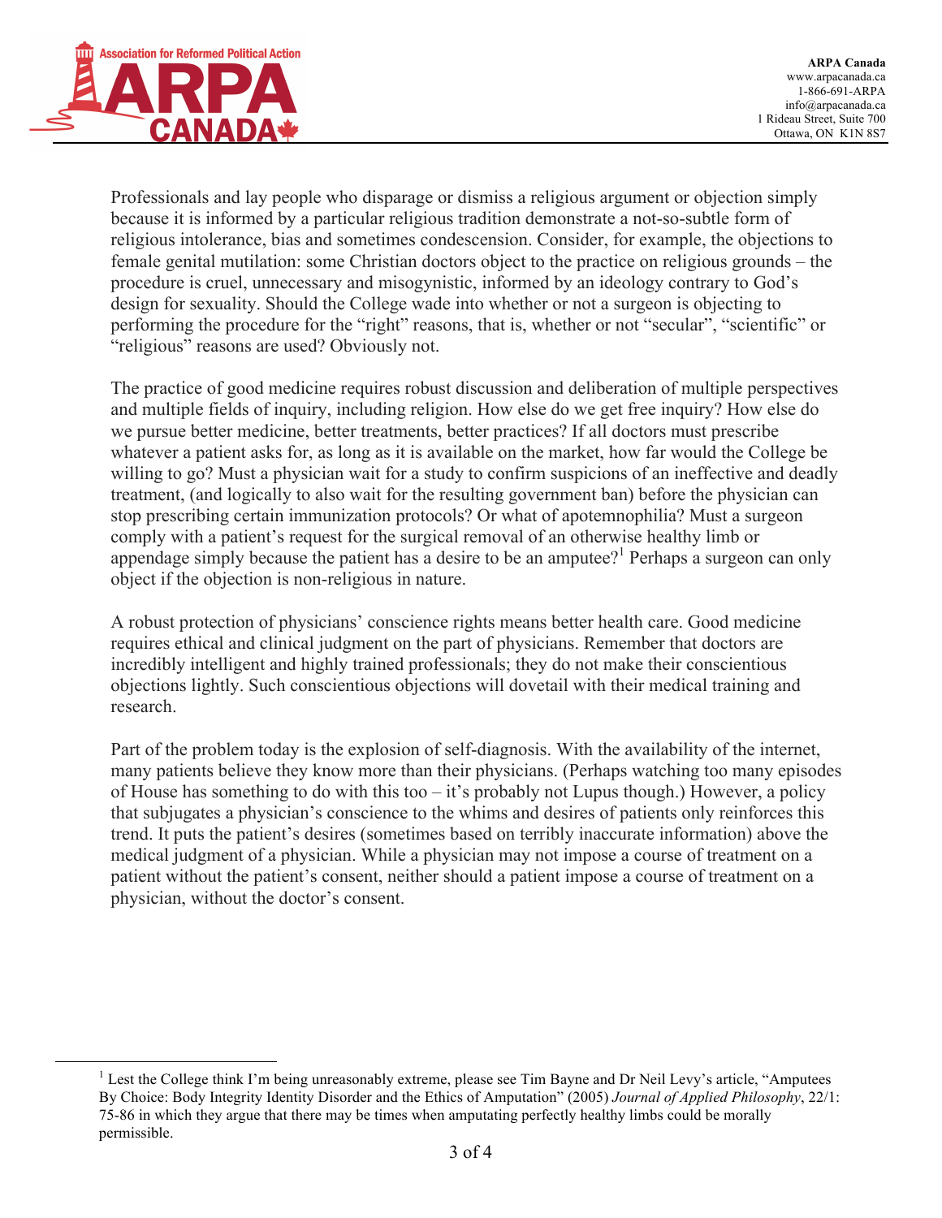Professionals and lay people who disparage or dismiss a religious argument or objection simply because it is informed by a particular religious tradition demonstrate a not-so-subtle form of religious intolerance, bias and sometimes condescension. Consider, for example, the objections to female genital mutilation: some Christian doctors object to the practice on religious grounds – the procedure is cruel, unnecessary and misogynistic, informed by an ideology contrary to God's design for sexuality. Should the College wade into whether or not a surgeon is objecting to performing the procedure for the "right" reasons, that is, whether or not "secular", "scientific" or "religious" reasons are used? Obviously not.

The practice of good medicine requires robust discussion and deliberation of multiple perspectives and multiple fields of inquiry, including religion. How else do we get free inquiry? How else do we pursue better medicine, better treatments, better practices? If all doctors must prescribe whatever a patient asks for, as long as it is available on the market, how far would the College be willing to go? Must a physician wait for a study to confirm suspicions of an ineffective and deadly treatment, (and logically to also wait for the resulting government ban) before the physician can stop prescribing certain immunization protocols? Or what of apotemnophilia? Must a surgeon comply with a patient's request for the surgical removal of an otherwise healthy limb or appendage simply because the patient has a desire to be an amputee?[1] Perhaps a surgeon can only object if the objection is non-religious in nature.

A robust protection of physicians' conscience rights means better health care. Good medicine requires ethical and clinical judgment on the part of physicians. Remember that doctors are incredibly intelligent and highly trained professionals; they do not make their conscientious objections lightly. Such conscientious objections will dovetail with their medical training and research.

Part of the problem today is the explosion of self-diagnosis. With the availability of the internet, many patients believe they know more than their physicians. (Perhaps watching too many episodes of House has something to do with this too – it's probably not Lupus though.) However, a policy that subjugates a physician's conscience to the whims and desires of patients only reinforces this trend. It puts the patient's desires (sometimes based on terribly inaccurate information) above the medical judgment of a physician. While a physician may not impose a course of treatment on a patient without the patient's consent, neither should a patient impose a course of treatment on a physician, without the doctor's consent.

---

[1] Lest the College think I'm being unreasonably extreme, please see Tim Bayne and Dr Neil Levy's article, "Amputees By Choice: Body Integrity Identity Disorder and the Ethics of Amputation" (2005) *Journal of Applied Philosophy*, 22/1: 75-86 in which they argue that there may be times when amputating perfectly healthy limbs could be morally permissible.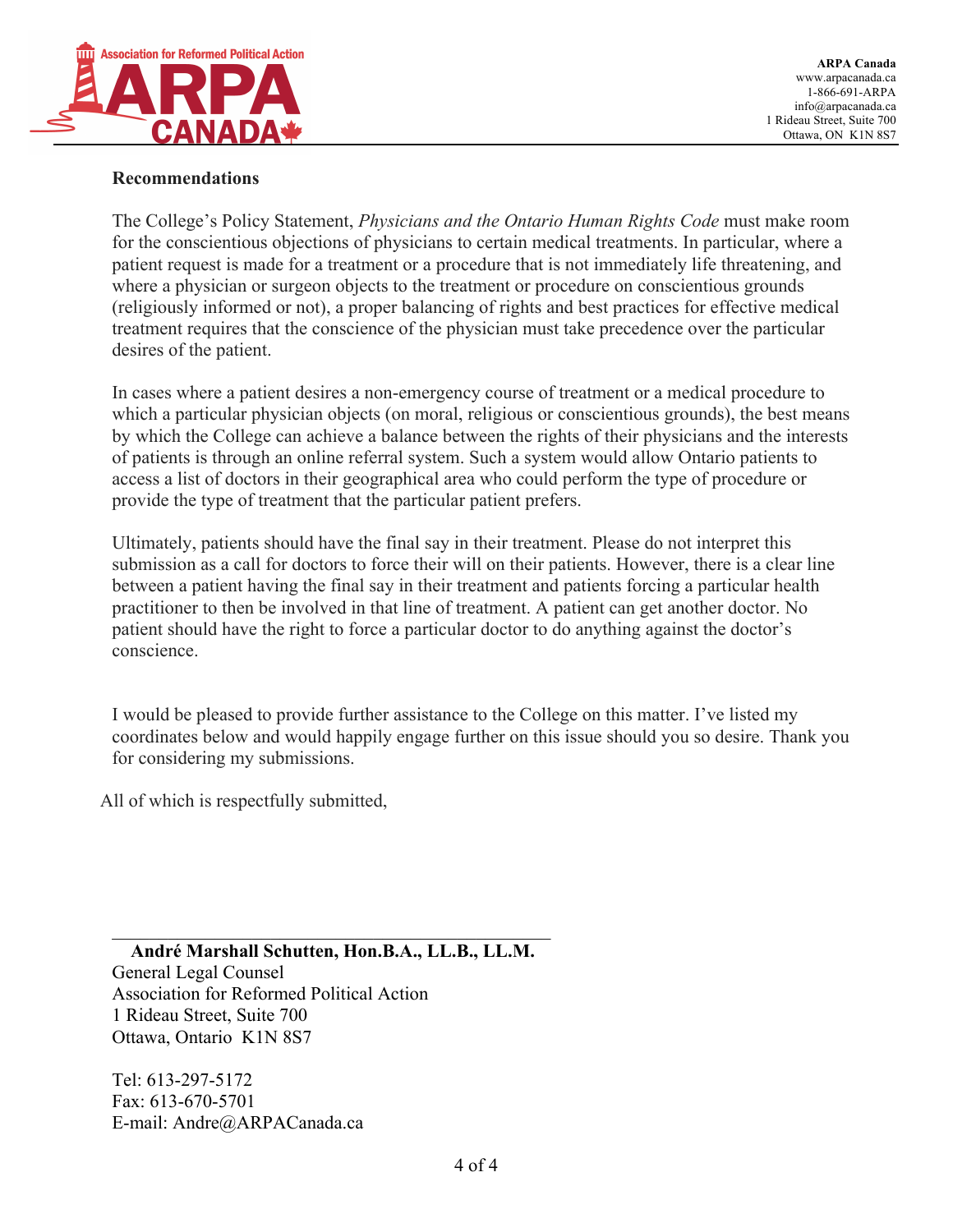**Recommendations**

The College's Policy Statement, *Physicians and the Ontario Human Rights Code* must make room for the conscientious objections of physicians to certain medical treatments. In particular, where a patient request is made for a treatment or a procedure that is not immediately life threatening, and where a physician or surgeon objects to the treatment or procedure on conscientious grounds (religiously informed or not), a proper balancing of rights and best practices for effective medical treatment requires that the conscience of the physician must take precedence over the particular desires of the patient.

In cases where a patient desires a non-emergency course of treatment or a medical procedure to which a particular physician objects (on moral, religious or conscientious grounds), the best means by which the College can achieve a balance between the rights of their physicians and the interests of patients is through an online referral system. Such a system would allow Ontario patients to access a list of doctors in their geographical area who could perform the type of procedure or provide the type of treatment that the particular patient prefers.

Ultimately, patients should have the final say in their treatment. Please do not interpret this submission as a call for doctors to force their will on their patients. However, there is a clear line between a patient having the final say in their treatment and patients forcing a particular health practitioner to then be involved in that line of treatment. A patient can get another doctor. No patient should have the right to force a particular doctor to do anything against the doctor's conscience.

I would be pleased to provide further assistance to the College on this matter. I've listed my coordinates below and would happily engage further on this issue should you so desire. Thank you for considering my submissions.

All of which is respectfully submitted,

\_\_\_\_\_\_\_\_\_\_\_\_\_\_\_\_\_\_\_\_\_\_\_\_\_\_\_\_\_\_\_\_\_\_\_\_\_\_\_\_\_\_\_\_

**André Marshall Schutten, Hon.B.A., LL.B., LL.M.**
General Legal Counsel
Association for Reformed Political Action
1 Rideau Street, Suite 700
Ottawa, Ontario K1N 8S7

Tel: 613-297-5172
Fax: 613-670-5701
E-mail: Andre@ARPACanada.ca